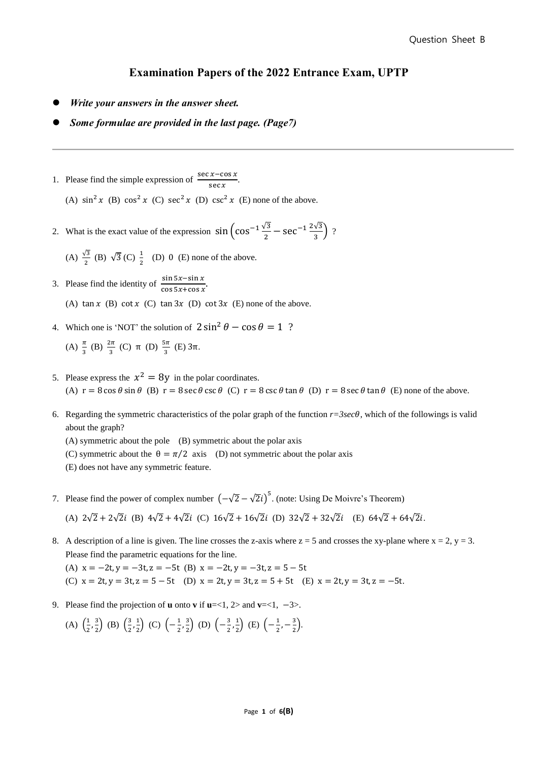Question Sheet B

# Examination Papers of the 2022 Entrance Exam, UPTP

- ***Write your answers in the answer sheet.***
- ***Some formulae are provided in the last page. (Page7)***

---

1. Please find the simple expression of $\frac{\sec x - \cos x}{\sec x}$.

   (A) $\sin^2 x$ (B) $\cos^2 x$ (C) $\sec^2 x$ (D) $\csc^2 x$ (E) none of the above.

2. What is the exact value of the expression $\sin\left(\cos^{-1}\frac{\sqrt{3}}{2} - \sec^{-1}\frac{2\sqrt{3}}{3}\right)$ ?

   (A) $\frac{\sqrt{3}}{2}$ (B) $\sqrt{3}$ (C) $\frac{1}{2}$ (D) $0$ (E) none of the above.

3. Please find the identity of $\frac{\sin 5x - \sin x}{\cos 5x + \cos x}$.

   (A) $\tan x$ (B) $\cot x$ (C) $\tan 3x$ (D) $\cot 3x$ (E) none of the above.

4. Which one is 'NOT' the solution of $2\sin^2\theta - \cos\theta = 1$ ?

   (A) $\frac{\pi}{3}$ (B) $\frac{2\pi}{3}$ (C) $\pi$ (D) $\frac{5\pi}{3}$ (E) $3\pi$.

5. Please express the $x^2 = 8y$ in the polar coordinates.

   (A) $r = 8\cos\theta\sin\theta$ (B) $r = 8\sec\theta\csc\theta$ (C) $r = 8\csc\theta\tan\theta$ (D) $r = 8\sec\theta\tan\theta$ (E) none of the above.

6. Regarding the symmetric characteristics of the polar graph of the function $r=3\sec\theta$, which of the followings is valid about the graph?

   (A) symmetric about the pole (B) symmetric about the polar axis

   (C) symmetric about the $\theta = \pi/2$ axis (D) not symmetric about the polar axis

   (E) does not have any symmetric feature.

7. Please find the power of complex number $\left(-\sqrt{2} - \sqrt{2}i\right)^5$. (note: Using De Moivre's Theorem)

   (A) $2\sqrt{2} + 2\sqrt{2}i$ (B) $4\sqrt{2} + 4\sqrt{2}i$ (C) $16\sqrt{2} + 16\sqrt{2}i$ (D) $32\sqrt{2} + 32\sqrt{2}i$ (E) $64\sqrt{2} + 64\sqrt{2}i$.

8. A description of a line is given. The line crosses the z-axis where z = 5 and crosses the xy-plane where x = 2, y = 3. Please find the parametric equations for the line.

   (A) $x = -2t, y = -3t, z = -5t$ (B) $x = -2t, y = -3t, z = 5 - 5t$

   (C) $x = 2t, y = 3t, z = 5 - 5t$ (D) $x = 2t, y = 3t, z = 5 + 5t$ (E) $x = 2t, y = 3t, z = -5t$.

9. Please find the projection of **u** onto **v** if **u**=<1, 2> and **v**=<1, −3>.

   (A) $\left(\frac{1}{2}, \frac{3}{2}\right)$ (B) $\left(\frac{3}{2}, \frac{1}{2}\right)$ (C) $\left(-\frac{1}{2}, \frac{3}{2}\right)$ (D) $\left(-\frac{3}{2}, \frac{1}{2}\right)$ (E) $\left(-\frac{1}{2}, -\frac{3}{2}\right)$.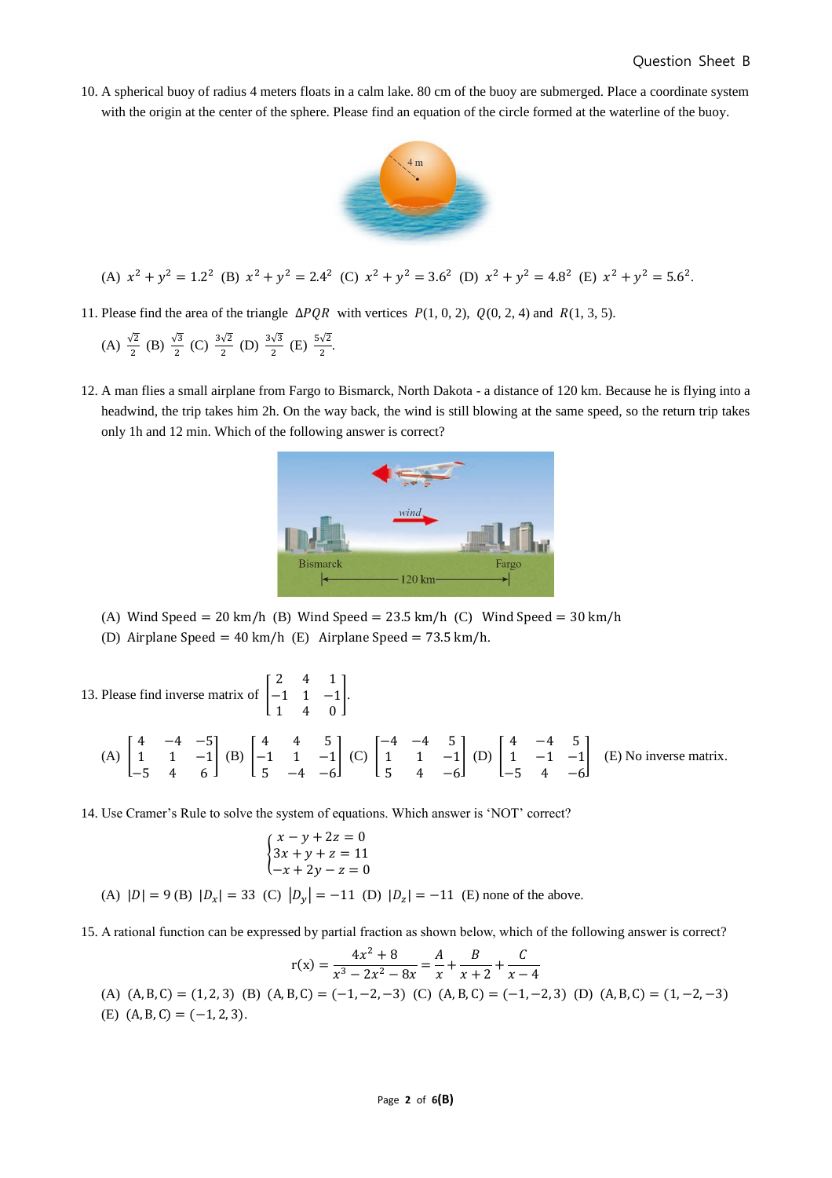Question Sheet B

10. A spherical buoy of radius 4 meters floats in a calm lake. 80 cm of the buoy are submerged. Place a coordinate system with the origin at the center of the sphere. Please find an equation of the circle formed at the waterline of the buoy.

(A) $x^2 + y^2 = 1.2^2$ (B) $x^2 + y^2 = 2.4^2$ (C) $x^2 + y^2 = 3.6^2$ (D) $x^2 + y^2 = 4.8^2$ (E) $x^2 + y^2 = 5.6^2$.

11. Please find the area of the triangle $\Delta PQR$ with vertices $P(1, 0, 2)$, $Q(0, 2, 4)$ and $R(1, 3, 5)$.

(A) $\frac{\sqrt{2}}{2}$ (B) $\frac{\sqrt{3}}{2}$ (C) $\frac{3\sqrt{2}}{2}$ (D) $\frac{3\sqrt{3}}{2}$ (E) $\frac{5\sqrt{2}}{2}$.

12. A man flies a small airplane from Fargo to Bismarck, North Dakota - a distance of 120 km. Because he is flying into a headwind, the trip takes him 2h. On the way back, the wind is still blowing at the same speed, so the return trip takes only 1h and 12 min. Which of the following answer is correct?

(A) Wind Speed = 20 km/h (B) Wind Speed = 23.5 km/h (C) Wind Speed = 30 km/h
(D) Airplane Speed = 40 km/h (E) Airplane Speed = 73.5 km/h.

13. Please find inverse matrix of $\begin{bmatrix} 2 & 4 & 1 \\ -1 & 1 & -1 \\ 1 & 4 & 0 \end{bmatrix}$.

(A) $\begin{bmatrix} 4 & -4 & -5 \\ 1 & 1 & -1 \\ -5 & 4 & 6 \end{bmatrix}$ (B) $\begin{bmatrix} 4 & 4 & 5 \\ -1 & 1 & -1 \\ 5 & -4 & -6 \end{bmatrix}$ (C) $\begin{bmatrix} -4 & -4 & 5 \\ 1 & 1 & -1 \\ 5 & 4 & -6 \end{bmatrix}$ (D) $\begin{bmatrix} 4 & -4 & 5 \\ 1 & -1 & -1 \\ -5 & 4 & -6 \end{bmatrix}$ (E) No inverse matrix.

14. Use Cramer's Rule to solve the system of equations. Which answer is 'NOT' correct?

$$\begin{cases} x - y + 2z = 0 \\ 3x + y + z = 11 \\ -x + 2y - z = 0 \end{cases}$$

(A) $|D| = 9$ (B) $|D_x| = 33$ (C) $|D_y| = -11$ (D) $|D_z| = -11$ (E) none of the above.

15. A rational function can be expressed by partial fraction as shown below, which of the following answer is correct?

$$\mathrm{r}(x) = \frac{4x^2 + 8}{x^3 - 2x^2 - 8x} = \frac{A}{x} + \frac{B}{x+2} + \frac{C}{x-4}$$

(A) $(A, B, C) = (1, 2, 3)$ (B) $(A, B, C) = (-1, -2, -3)$ (C) $(A, B, C) = (-1, -2, 3)$ (D) $(A, B, C) = (1, -2, -3)$
(E) $(A, B, C) = (-1, 2, 3)$.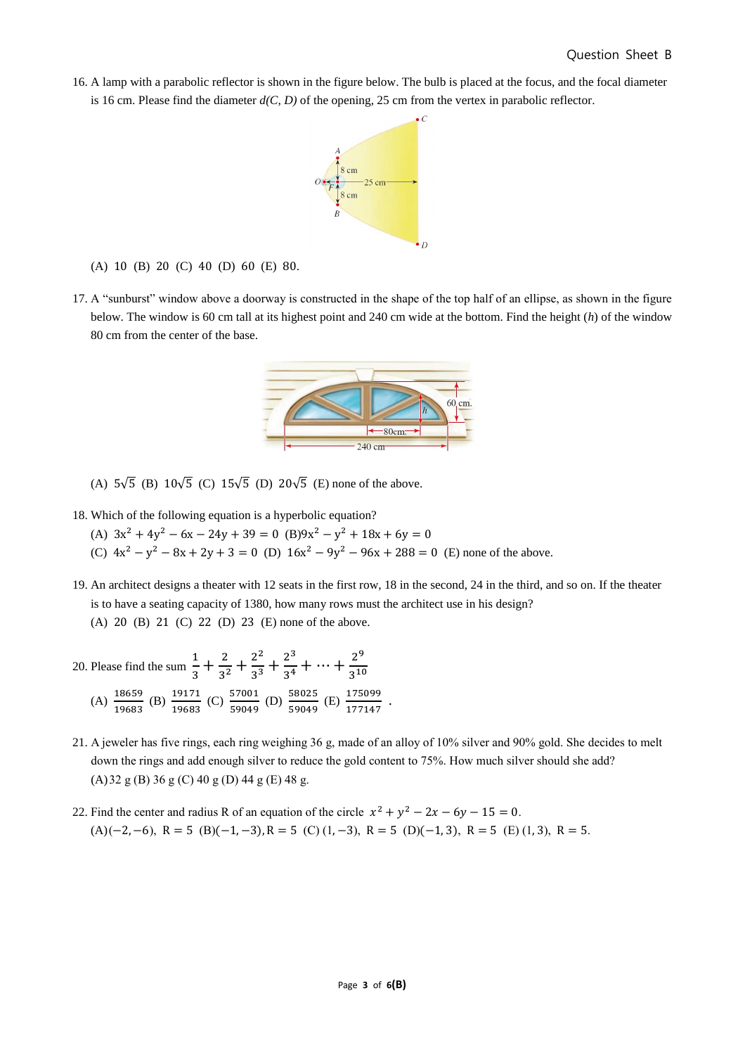16. A lamp with a parabolic reflector is shown in the figure below. The bulb is placed at the focus, and the focal diameter is 16 cm. Please find the diameter *d(C, D)* of the opening, 25 cm from the vertex in parabolic reflector.

(A) 10 (B) 20 (C) 40 (D) 60 (E) 80.

17. A "sunburst" window above a doorway is constructed in the shape of the top half of an ellipse, as shown in the figure below. The window is 60 cm tall at its highest point and 240 cm wide at the bottom. Find the height (*h*) of the window 80 cm from the center of the base.

(A) $5\sqrt{5}$ (B) $10\sqrt{5}$ (C) $15\sqrt{5}$ (D) $20\sqrt{5}$ (E) none of the above.

18. Which of the following equation is a hyperbolic equation?
(A) $3x^2 + 4y^2 - 6x - 24y + 39 = 0$ (B) $9x^2 - y^2 + 18x + 6y = 0$
(C) $4x^2 - y^2 - 8x + 2y + 3 = 0$ (D) $16x^2 - 9y^2 - 96x + 288 = 0$ (E) none of the above.

19. An architect designs a theater with 12 seats in the first row, 18 in the second, 24 in the third, and so on. If the theater is to have a seating capacity of 1380, how many rows must the architect use in his design?
(A) 20 (B) 21 (C) 22 (D) 23 (E) none of the above.

20. Please find the sum $\frac{1}{3} + \frac{2}{3^2} + \frac{2^2}{3^3} + \frac{2^3}{3^4} + \cdots + \frac{2^9}{3^{10}}$
(A) $\frac{18659}{19683}$ (B) $\frac{19171}{19683}$ (C) $\frac{57001}{59049}$ (D) $\frac{58025}{59049}$ (E) $\frac{175099}{177147}$ .

21. A jeweler has five rings, each ring weighing 36 g, made of an alloy of 10% silver and 90% gold. She decides to melt down the rings and add enough silver to reduce the gold content to 75%. How much silver should she add?
(A) 32 g (B) 36 g (C) 40 g (D) 44 g (E) 48 g.

22. Find the center and radius R of an equation of the circle $x^2 + y^2 - 2x - 6y - 15 = 0$.
(A) $(-2, -6)$, R = 5 (B) $(-1, -3)$, R = 5 (C) $(1, -3)$, R = 5 (D) $(-1, 3)$, R = 5 (E) $(1, 3)$, R = 5.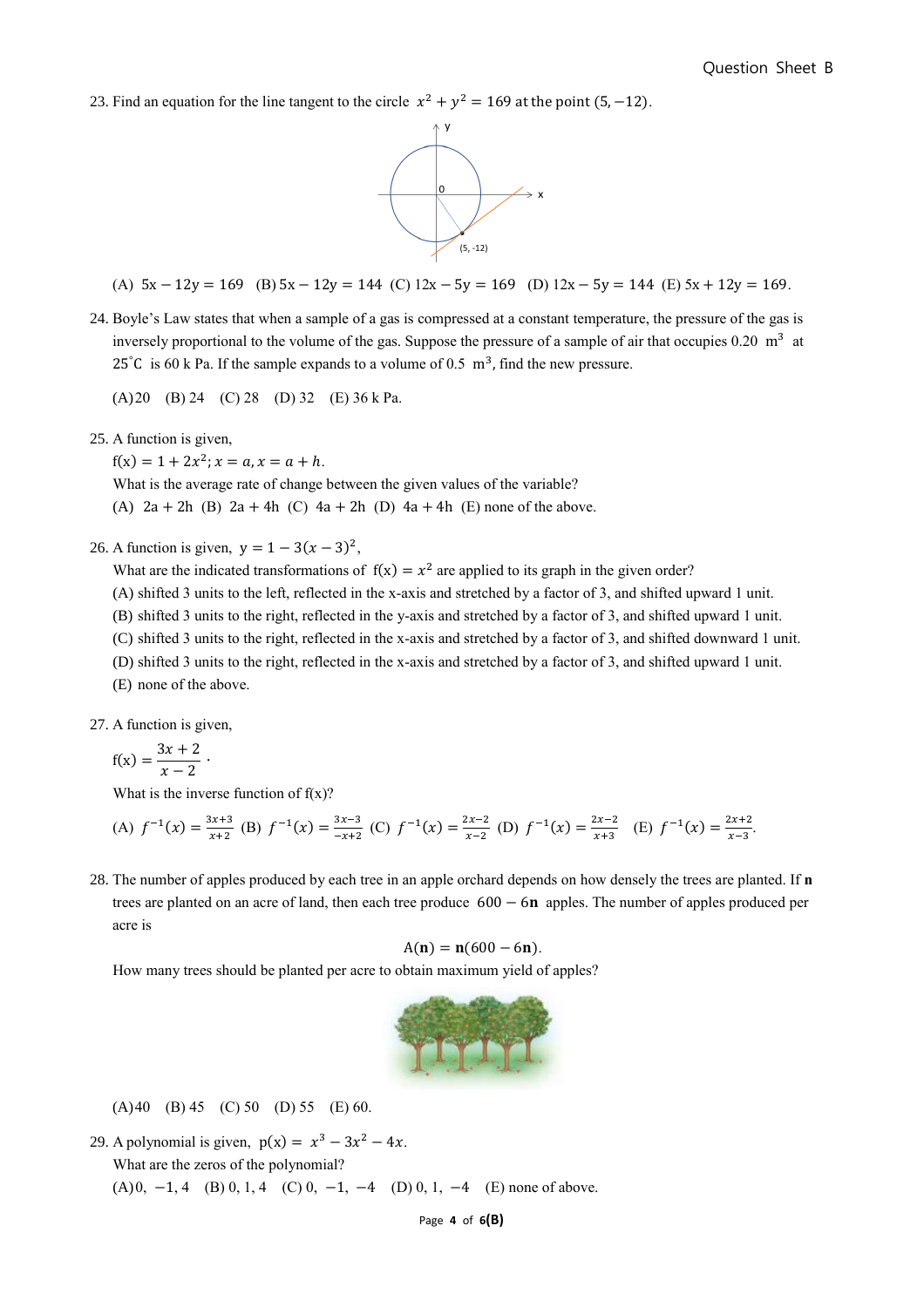23. Find an equation for the line tangent to the circle $x^2 + y^2 = 169$ at the point $(5, -12)$.

(A) $5x - 12y = 169$ (B) $5x - 12y = 144$ (C) $12x - 5y = 169$ (D) $12x - 5y = 144$ (E) $5x + 12y = 169$.

24. Boyle's Law states that when a sample of a gas is compressed at a constant temperature, the pressure of the gas is inversely proportional to the volume of the gas. Suppose the pressure of a sample of air that occupies 0.20 $\text{m}^3$ at $25^\circ\text{C}$ is 60 k Pa. If the sample expands to a volume of 0.5 $\text{m}^3$, find the new pressure.

(A) 20 (B) 24 (C) 28 (D) 32 (E) 36 k Pa.

25. A function is given,

$f(x) = 1 + 2x^2; x = a, x = a + h.$

What is the average rate of change between the given values of the variable?

(A) $2a + 2h$ (B) $2a + 4h$ (C) $4a + 2h$ (D) $4a + 4h$ (E) none of the above.

26. A function is given, $y = 1 - 3(x-3)^2$,

What are the indicated transformations of $f(x) = x^2$ are applied to its graph in the given order?

(A) shifted 3 units to the left, reflected in the x-axis and stretched by a factor of 3, and shifted upward 1 unit.
(B) shifted 3 units to the right, reflected in the y-axis and stretched by a factor of 3, and shifted upward 1 unit.
(C) shifted 3 units to the right, reflected in the x-axis and stretched by a factor of 3, and shifted downward 1 unit.
(D) shifted 3 units to the right, reflected in the x-axis and stretched by a factor of 3, and shifted upward 1 unit.
(E) none of the above.

27. A function is given,

$$f(x) = \frac{3x+2}{x-2}.$$

What is the inverse function of f(x)?

(A) $f^{-1}(x) = \frac{3x+3}{x+2}$ (B) $f^{-1}(x) = \frac{3x-3}{-x+2}$ (C) $f^{-1}(x) = \frac{2x-2}{x-2}$ (D) $f^{-1}(x) = \frac{2x-2}{x+3}$ (E) $f^{-1}(x) = \frac{2x+2}{x-3}$.

28. The number of apples produced by each tree in an apple orchard depends on how densely the trees are planted. If **n** trees are planted on an acre of land, then each tree produce $600 - 6\mathbf{n}$ apples. The number of apples produced per acre is

$$A(\mathbf{n}) = \mathbf{n}(600 - 6\mathbf{n}).$$

How many trees should be planted per acre to obtain maximum yield of apples?

(A) 40 (B) 45 (C) 50 (D) 55 (E) 60.

29. A polynomial is given, $p(x) = x^3 - 3x^2 - 4x$.

What are the zeros of the polynomial?

(A) 0, $-1$, 4 (B) 0, 1, 4 (C) 0, $-1$, $-4$ (D) 0, 1, $-4$ (E) none of above.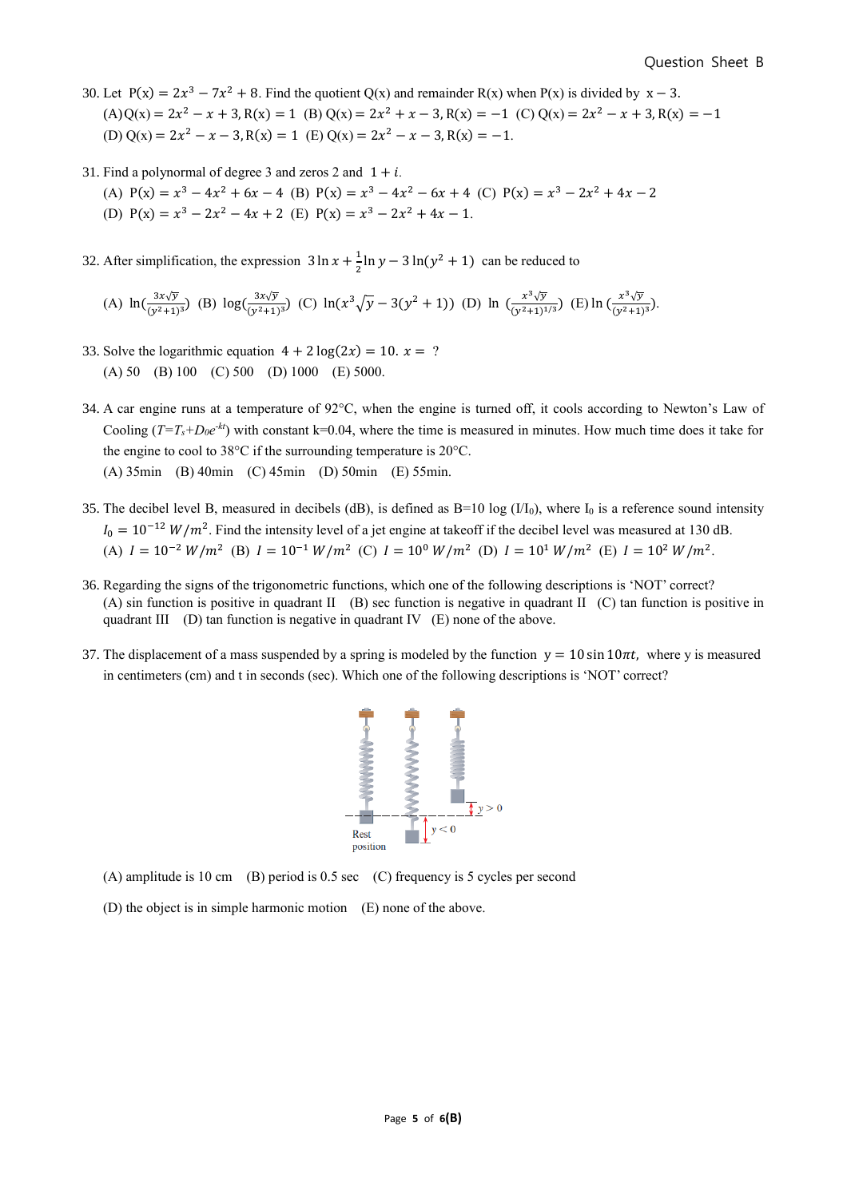30. Let $P(x) = 2x^3 - 7x^2 + 8$. Find the quotient Q(x) and remainder R(x) when P(x) is divided by $x - 3$.
(A) $Q(x) = 2x^2 - x + 3, R(x) = 1$ (B) $Q(x) = 2x^2 + x - 3, R(x) = -1$ (C) $Q(x) = 2x^2 - x + 3, R(x) = -1$
(D) $Q(x) = 2x^2 - x - 3, R(x) = 1$ (E) $Q(x) = 2x^2 - x - 3, R(x) = -1$.

31. Find a polynormal of degree 3 and zeros 2 and $1 + i$.
(A) $P(x) = x^3 - 4x^2 + 6x - 4$ (B) $P(x) = x^3 - 4x^2 - 6x + 4$ (C) $P(x) = x^3 - 2x^2 + 4x - 2$
(D) $P(x) = x^3 - 2x^2 - 4x + 2$ (E) $P(x) = x^3 - 2x^2 + 4x - 1$.

32. After simplification, the expression $3\ln x + \frac{1}{2}\ln y - 3\ln(y^2 + 1)$ can be reduced to

(A) $\ln(\frac{3x\sqrt{y}}{(y^2+1)^3})$ (B) $\log(\frac{3x\sqrt{y}}{(y^2+1)^3})$ (C) $\ln(x^3\sqrt{y} - 3(y^2 + 1))$ (D) $\ln(\frac{x^3\sqrt{y}}{(y^2+1)^{1/3}})$ (E) $\ln(\frac{x^3\sqrt{y}}{(y^2+1)^3})$.

33. Solve the logarithmic equation $4 + 2\log(2x) = 10$. $x =$ ?
(A) 50 (B) 100 (C) 500 (D) 1000 (E) 5000.

34. A car engine runs at a temperature of 92°C, when the engine is turned off, it cools according to Newton's Law of Cooling ($T=T_s+D_0e^{-kt}$) with constant k=0.04, where the time is measured in minutes. How much time does it take for the engine to cool to 38°C if the surrounding temperature is 20°C.
(A) 35min (B) 40min (C) 45min (D) 50min (E) 55min.

35. The decibel level B, measured in decibels (dB), is defined as B=10 log ($I/I_0$), where $I_0$ is a reference sound intensity $I_0 = 10^{-12}\ W/m^2$. Find the intensity level of a jet engine at takeoff if the decibel level was measured at 130 dB.
(A) $I = 10^{-2}\ W/m^2$ (B) $I = 10^{-1}\ W/m^2$ (C) $I = 10^{0}\ W/m^2$ (D) $I = 10^{1}\ W/m^2$ (E) $I = 10^{2}\ W/m^2$.

36. Regarding the signs of the trigonometric functions, which one of the following descriptions is 'NOT' correct?
(A) sin function is positive in quadrant II (B) sec function is negative in quadrant II (C) tan function is positive in quadrant III (D) tan function is negative in quadrant IV (E) none of the above.

37. The displacement of a mass suspended by a spring is modeled by the function $y = 10\sin 10\pi t$, where y is measured in centimeters (cm) and t in seconds (sec). Which one of the following descriptions is 'NOT' correct?

(A) amplitude is 10 cm (B) period is 0.5 sec (C) frequency is 5 cycles per second

(D) the object is in simple harmonic motion (E) none of the above.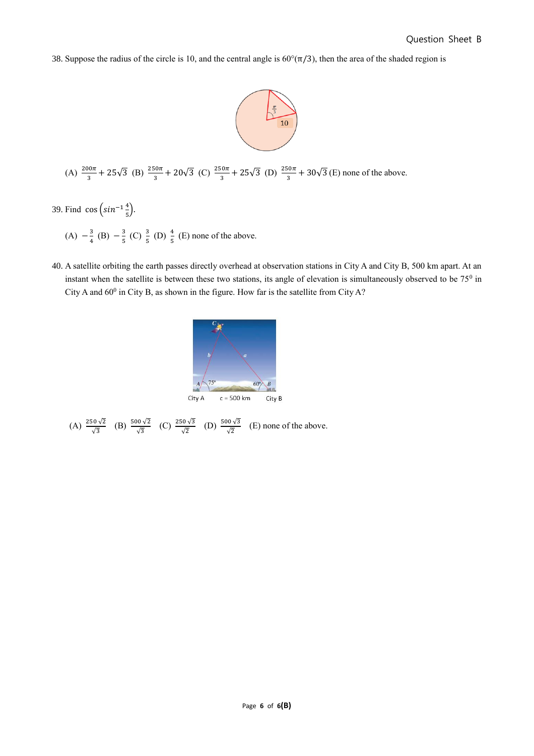38. Suppose the radius of the circle is 10, and the central angle is 60°($\pi/3$), then the area of the shaded region is

$\frac{\pi}{3}$

10

(A) $\frac{200\pi}{3} + 25\sqrt{3}$ (B) $\frac{250\pi}{3} + 20\sqrt{3}$ (C) $\frac{250\pi}{3} + 25\sqrt{3}$ (D) $\frac{250\pi}{3} + 30\sqrt{3}$ (E) none of the above.

39. Find $\cos\left(sin^{-1}\frac{4}{5}\right)$.

(A) $-\frac{3}{4}$ (B) $-\frac{3}{5}$ (C) $\frac{3}{5}$ (D) $\frac{4}{5}$ (E) none of the above.

40. A satellite orbiting the earth passes directly overhead at observation stations in City A and City B, 500 km apart. At an instant when the satellite is between these two stations, its angle of elevation is simultaneously observed to be $75^0$ in City A and $60^0$ in City B, as shown in the figure. How far is the satellite from City A?

C

b

a

A 75°

60° B

City A c = 500 km City B

(A) $\frac{250\sqrt{2}}{\sqrt{3}}$ (B) $\frac{500\sqrt{2}}{\sqrt{3}}$ (C) $\frac{250\sqrt{3}}{\sqrt{2}}$ (D) $\frac{500\sqrt{3}}{\sqrt{2}}$ (E) none of the above.